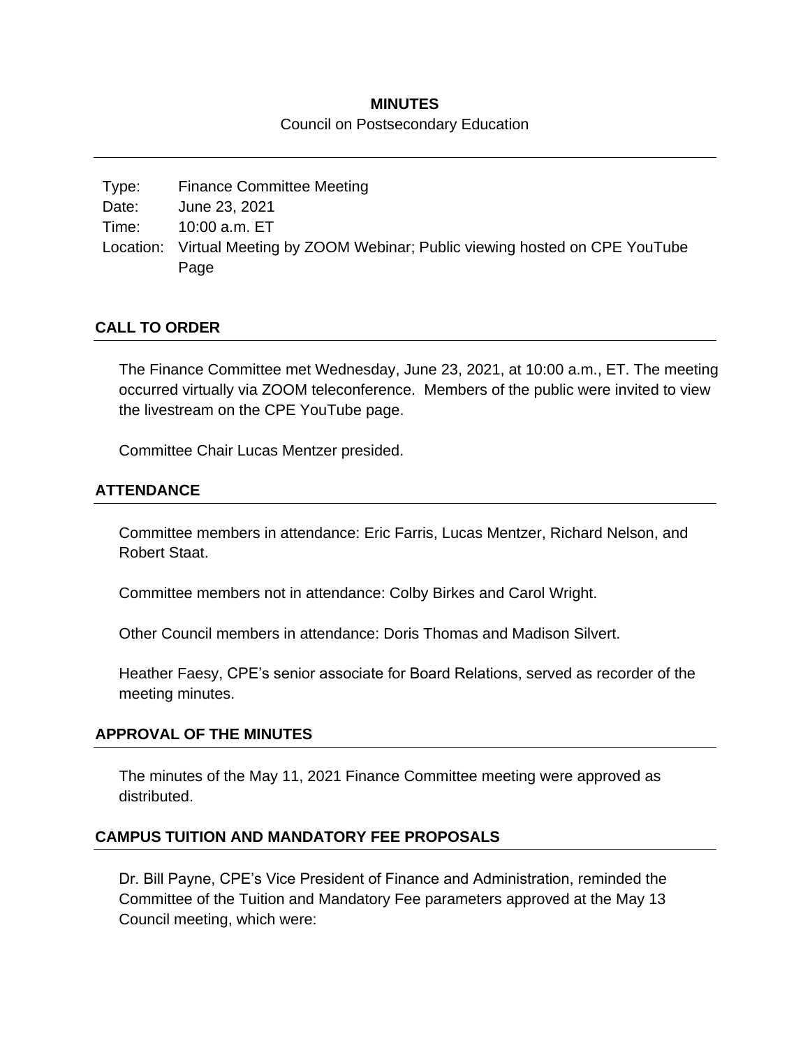# MINUTES

Council on Postsecondary Education

| | |
|---|---|
| Type: | Finance Committee Meeting |
| Date: | June 23, 2021 |
| Time: | 10:00 a.m. ET |
| Location: | Virtual Meeting by ZOOM Webinar; Public viewing hosted on CPE YouTube Page |

## CALL TO ORDER

The Finance Committee met Wednesday, June 23, 2021, at 10:00 a.m., ET. The meeting occurred virtually via ZOOM teleconference. Members of the public were invited to view the livestream on the CPE YouTube page.

Committee Chair Lucas Mentzer presided.

## ATTENDANCE

Committee members in attendance: Eric Farris, Lucas Mentzer, Richard Nelson, and Robert Staat.

Committee members not in attendance: Colby Birkes and Carol Wright.

Other Council members in attendance: Doris Thomas and Madison Silvert.

Heather Faesy, CPE's senior associate for Board Relations, served as recorder of the meeting minutes.

## APPROVAL OF THE MINUTES

The minutes of the May 11, 2021 Finance Committee meeting were approved as distributed.

## CAMPUS TUITION AND MANDATORY FEE PROPOSALS

Dr. Bill Payne, CPE's Vice President of Finance and Administration, reminded the Committee of the Tuition and Mandatory Fee parameters approved at the May 13 Council meeting, which were: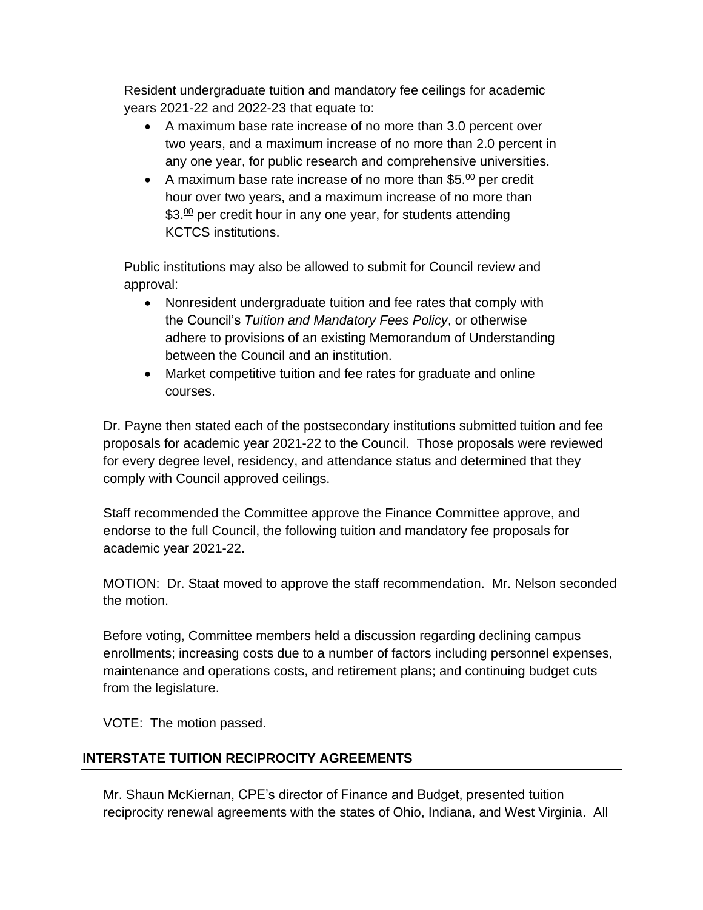Resident undergraduate tuition and mandatory fee ceilings for academic years 2021-22 and 2022-23 that equate to:

- A maximum base rate increase of no more than 3.0 percent over two years, and a maximum increase of no more than 2.0 percent in any one year, for public research and comprehensive universities.
- A maximum base rate increase of no more than \$5.00 per credit hour over two years, and a maximum increase of no more than \$3.00 per credit hour in any one year, for students attending KCTCS institutions.

Public institutions may also be allowed to submit for Council review and approval:

- Nonresident undergraduate tuition and fee rates that comply with the Council's *Tuition and Mandatory Fees Policy*, or otherwise adhere to provisions of an existing Memorandum of Understanding between the Council and an institution.
- Market competitive tuition and fee rates for graduate and online courses.

Dr. Payne then stated each of the postsecondary institutions submitted tuition and fee proposals for academic year 2021-22 to the Council. Those proposals were reviewed for every degree level, residency, and attendance status and determined that they comply with Council approved ceilings.

Staff recommended the Committee approve the Finance Committee approve, and endorse to the full Council, the following tuition and mandatory fee proposals for academic year 2021-22.

MOTION: Dr. Staat moved to approve the staff recommendation. Mr. Nelson seconded the motion.

Before voting, Committee members held a discussion regarding declining campus enrollments; increasing costs due to a number of factors including personnel expenses, maintenance and operations costs, and retirement plans; and continuing budget cuts from the legislature.

VOTE: The motion passed.

## INTERSTATE TUITION RECIPROCITY AGREEMENTS

Mr. Shaun McKiernan, CPE's director of Finance and Budget, presented tuition reciprocity renewal agreements with the states of Ohio, Indiana, and West Virginia. All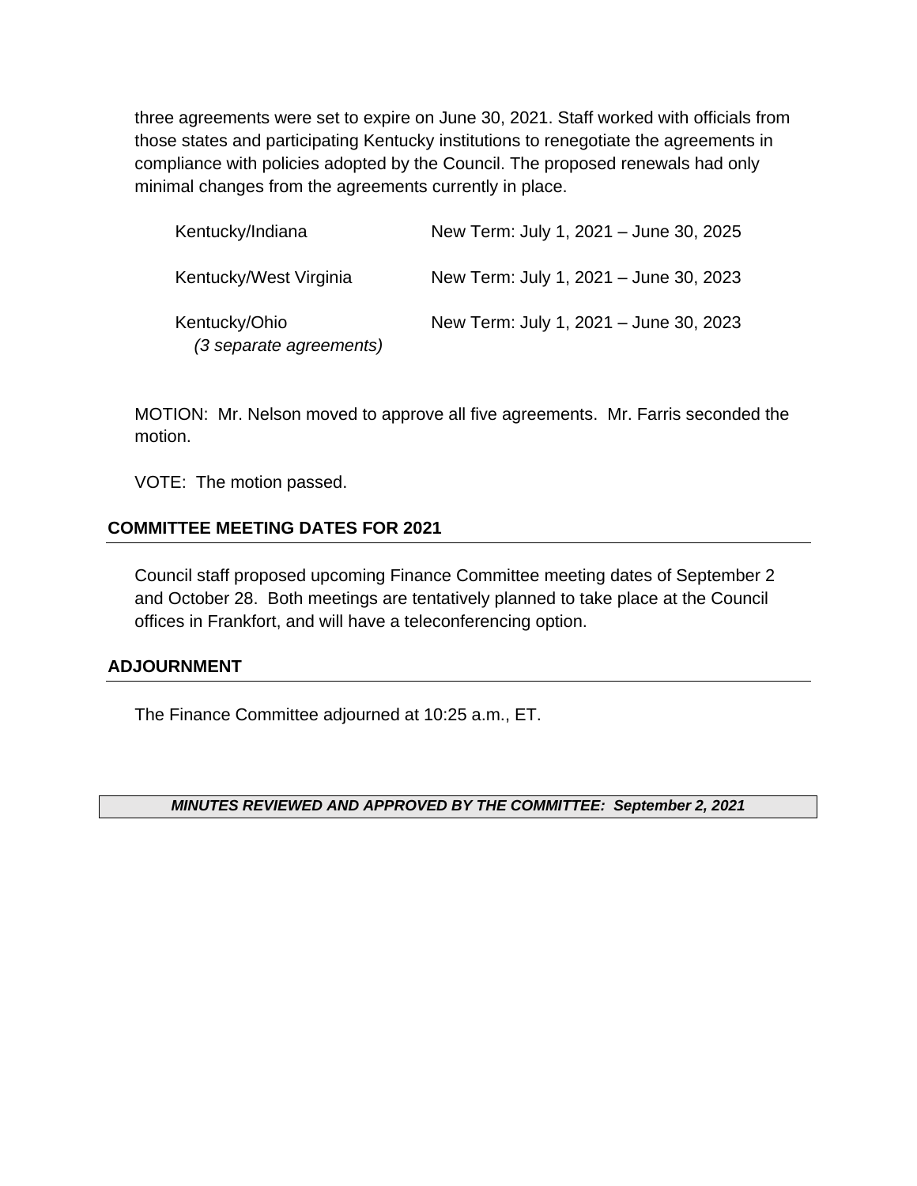three agreements were set to expire on June 30, 2021. Staff worked with officials from those states and participating Kentucky institutions to renegotiate the agreements in compliance with policies adopted by the Council. The proposed renewals had only minimal changes from the agreements currently in place.

| | |
|---|---|
| Kentucky/Indiana | New Term: July 1, 2021 – June 30, 2025 |
| Kentucky/West Virginia | New Term: July 1, 2021 – June 30, 2023 |
| Kentucky/Ohio *(3 separate agreements)* | New Term: July 1, 2021 – June 30, 2023 |

MOTION: Mr. Nelson moved to approve all five agreements. Mr. Farris seconded the motion.

VOTE: The motion passed.

## COMMITTEE MEETING DATES FOR 2021

Council staff proposed upcoming Finance Committee meeting dates of September 2 and October 28. Both meetings are tentatively planned to take place at the Council offices in Frankfort, and will have a teleconferencing option.

## ADJOURNMENT

The Finance Committee adjourned at 10:25 a.m., ET.

***MINUTES REVIEWED AND APPROVED BY THE COMMITTEE: September 2, 2021***